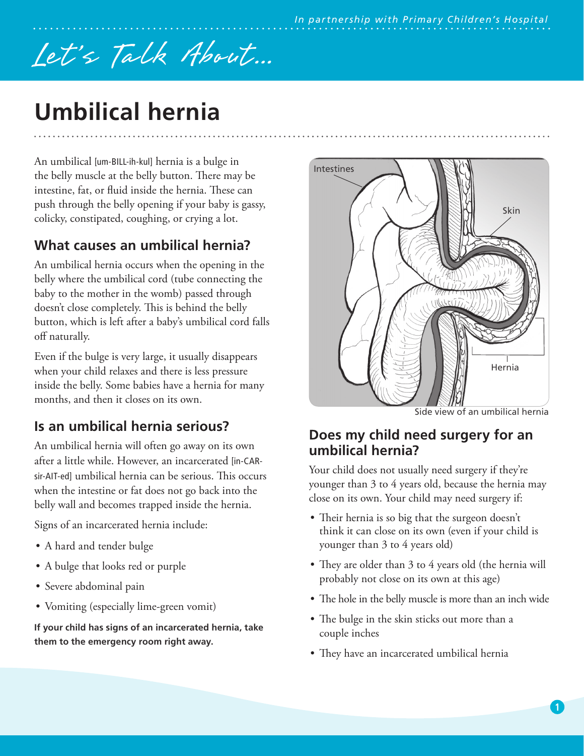*In partnership with Primary Children's Hospital*

*Let's Talk About...*

# Umbilical hernia

An umbilical [um-BILL-ih-kul] hernia is a bulge in the belly muscle at the belly button. There may be intestine, fat, or fluid inside the hernia. These can push through the belly opening if your baby is gassy, colicky, constipated, coughing, or crying a lot.

## What causes an umbilical hernia?

An umbilical hernia occurs when the opening in the belly where the umbilical cord (tube connecting the baby to the mother in the womb) passed through doesn't close completely. This is behind the belly button, which is left after a baby's umbilical cord falls off naturally.

Even if the bulge is very large, it usually disappears when your child relaxes and there is less pressure inside the belly. Some babies have a hernia for many months, and then it closes on its own.

## Is an umbilical hernia serious?

An umbilical hernia will often go away on its own after a little while. However, an incarcerated [in-CAR-sir-AIT-ed] umbilical hernia can be serious. This occurs when the intestine or fat does not go back into the belly wall and becomes trapped inside the hernia.

Signs of an incarcerated hernia include:

- A hard and tender bulge
- A bulge that looks red or purple
- Severe abdominal pain
- Vomiting (especially lime-green vomit)

**If your child has signs of an incarcerated hernia, take them to the emergency room right away.**

Intestines

Skin

Hernia

Side view of an umbilical hernia

## Does my child need surgery for an umbilical hernia?

Your child does not usually need surgery if they're younger than 3 to 4 years old, because the hernia may close on its own. Your child may need surgery if:

- Their hernia is so big that the surgeon doesn't think it can close on its own (even if your child is younger than 3 to 4 years old)
- They are older than 3 to 4 years old (the hernia will probably not close on its own at this age)
- The hole in the belly muscle is more than an inch wide
- The bulge in the skin sticks out more than a couple inches
- They have an incarcerated umbilical hernia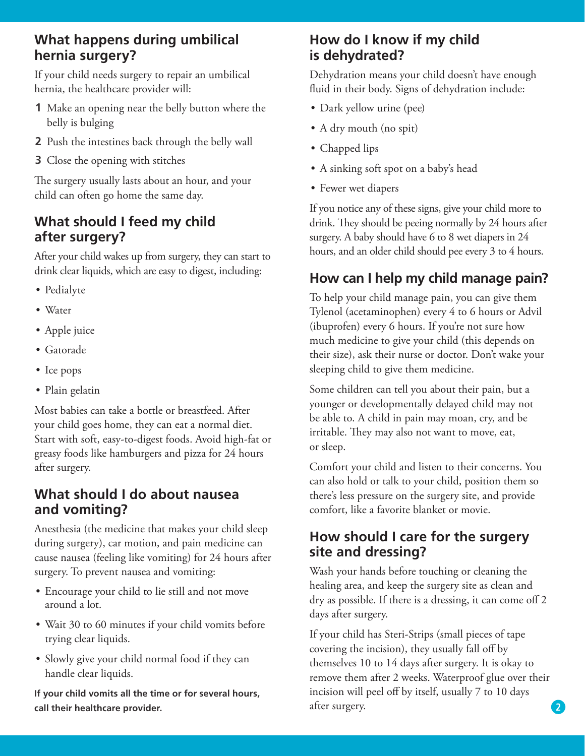## What happens during umbilical hernia surgery?

If your child needs surgery to repair an umbilical hernia, the healthcare provider will:

1. Make an opening near the belly button where the belly is bulging
2. Push the intestines back through the belly wall
3. Close the opening with stitches

The surgery usually lasts about an hour, and your child can often go home the same day.

## What should I feed my child after surgery?

After your child wakes up from surgery, they can start to drink clear liquids, which are easy to digest, including:

- Pedialyte
- Water
- Apple juice
- Gatorade
- Ice pops
- Plain gelatin

Most babies can take a bottle or breastfeed. After your child goes home, they can eat a normal diet. Start with soft, easy-to-digest foods. Avoid high-fat or greasy foods like hamburgers and pizza for 24 hours after surgery.

## What should I do about nausea and vomiting?

Anesthesia (the medicine that makes your child sleep during surgery), car motion, and pain medicine can cause nausea (feeling like vomiting) for 24 hours after surgery. To prevent nausea and vomiting:

- Encourage your child to lie still and not move around a lot.
- Wait 30 to 60 minutes if your child vomits before trying clear liquids.
- Slowly give your child normal food if they can handle clear liquids.

**If your child vomits all the time or for several hours, call their healthcare provider.**

## How do I know if my child is dehydrated?

Dehydration means your child doesn't have enough fluid in their body. Signs of dehydration include:

- Dark yellow urine (pee)
- A dry mouth (no spit)
- Chapped lips
- A sinking soft spot on a baby's head
- Fewer wet diapers

If you notice any of these signs, give your child more to drink. They should be peeing normally by 24 hours after surgery. A baby should have 6 to 8 wet diapers in 24 hours, and an older child should pee every 3 to 4 hours.

## How can I help my child manage pain?

To help your child manage pain, you can give them Tylenol (acetaminophen) every 4 to 6 hours or Advil (ibuprofen) every 6 hours. If you're not sure how much medicine to give your child (this depends on their size), ask their nurse or doctor. Don't wake your sleeping child to give them medicine.

Some children can tell you about their pain, but a younger or developmentally delayed child may not be able to. A child in pain may moan, cry, and be irritable. They may also not want to move, eat, or sleep.

Comfort your child and listen to their concerns. You can also hold or talk to your child, position them so there's less pressure on the surgery site, and provide comfort, like a favorite blanket or movie.

## How should I care for the surgery site and dressing?

Wash your hands before touching or cleaning the healing area, and keep the surgery site as clean and dry as possible. If there is a dressing, it can come off 2 days after surgery.

If your child has Steri-Strips (small pieces of tape covering the incision), they usually fall off by themselves 10 to 14 days after surgery. It is okay to remove them after 2 weeks. Waterproof glue over their incision will peel off by itself, usually 7 to 10 days after surgery.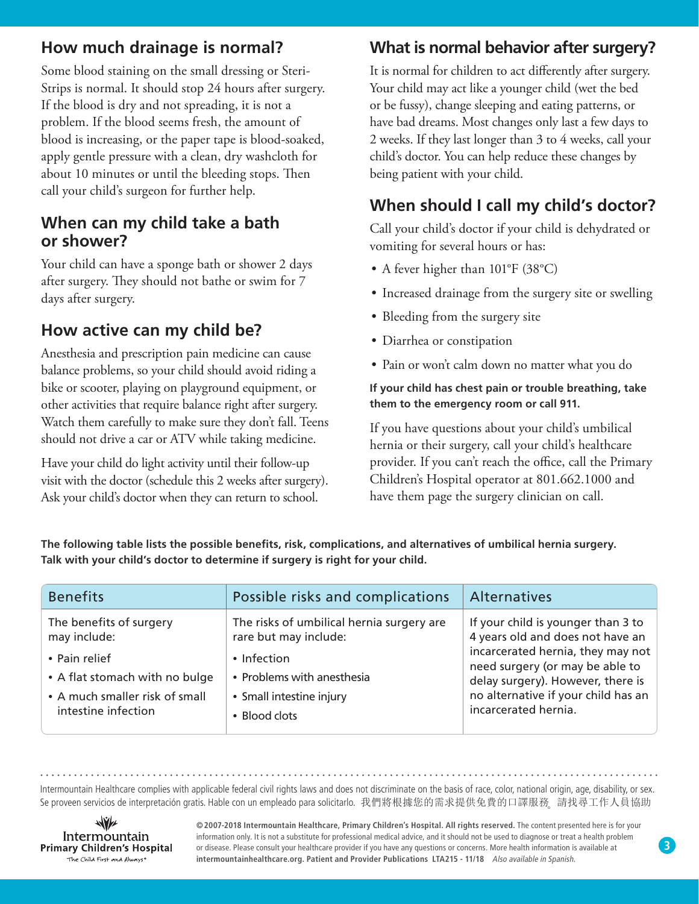## How much drainage is normal?

Some blood staining on the small dressing or Steri-Strips is normal. It should stop 24 hours after surgery. If the blood is dry and not spreading, it is not a problem. If the blood seems fresh, the amount of blood is increasing, or the paper tape is blood-soaked, apply gentle pressure with a clean, dry washcloth for about 10 minutes or until the bleeding stops. Then call your child's surgeon for further help.

## When can my child take a bath or shower?

Your child can have a sponge bath or shower 2 days after surgery. They should not bathe or swim for 7 days after surgery.

## How active can my child be?

Anesthesia and prescription pain medicine can cause balance problems, so your child should avoid riding a bike or scooter, playing on playground equipment, or other activities that require balance right after surgery. Watch them carefully to make sure they don't fall. Teens should not drive a car or ATV while taking medicine.

Have your child do light activity until their follow-up visit with the doctor (schedule this 2 weeks after surgery). Ask your child's doctor when they can return to school.

## What is normal behavior after surgery?

It is normal for children to act differently after surgery. Your child may act like a younger child (wet the bed or be fussy), change sleeping and eating patterns, or have bad dreams. Most changes only last a few days to 2 weeks. If they last longer than 3 to 4 weeks, call your child's doctor. You can help reduce these changes by being patient with your child.

## When should I call my child's doctor?

Call your child's doctor if your child is dehydrated or vomiting for several hours or has:

- A fever higher than 101°F (38°C)
- Increased drainage from the surgery site or swelling
- Bleeding from the surgery site
- Diarrhea or constipation
- Pain or won't calm down no matter what you do

**If your child has chest pain or trouble breathing, take them to the emergency room or call 911.**

If you have questions about your child's umbilical hernia or their surgery, call your child's healthcare provider. If you can't reach the office, call the Primary Children's Hospital operator at 801.662.1000 and have them page the surgery clinician on call.

**The following table lists the possible benefits, risk, complications, and alternatives of umbilical hernia surgery. Talk with your child's doctor to determine if surgery is right for your child.**

| Benefits | Possible risks and complications | Alternatives |
|---|---|---|
| The benefits of surgery may include:<br>• Pain relief<br>• A flat stomach with no bulge<br>• A much smaller risk of small intestine infection | The risks of umbilical hernia surgery are rare but may include:<br>• Infection<br>• Problems with anesthesia<br>• Small intestine injury<br>• Blood clots | If your child is younger than 3 to 4 years old and does not have an incarcerated hernia, they may not need surgery (or may be able to delay surgery). However, there is no alternative if your child has an incarcerated hernia. |

Intermountain Healthcare complies with applicable federal civil rights laws and does not discriminate on the basis of race, color, national origin, age, disability, or sex. Se proveen servicios de interpretación gratis. Hable con un empleado para solicitarlo. 我們將根據您的需求提供免費的口譯服務。請找尋工作人員協助

Intermountain
Primary Children's Hospital
The Child First and Always®

**© 2007-2018 Intermountain Healthcare, Primary Children's Hospital. All rights reserved.** The content presented here is for your information only. It is not a substitute for professional medical advice, and it should not be used to diagnose or treat a health problem or disease. Please consult your healthcare provider if you have any questions or concerns. More health information is available at **intermountainhealthcare.org. Patient and Provider Publications LTA215 - 11/18** *Also available in Spanish.*